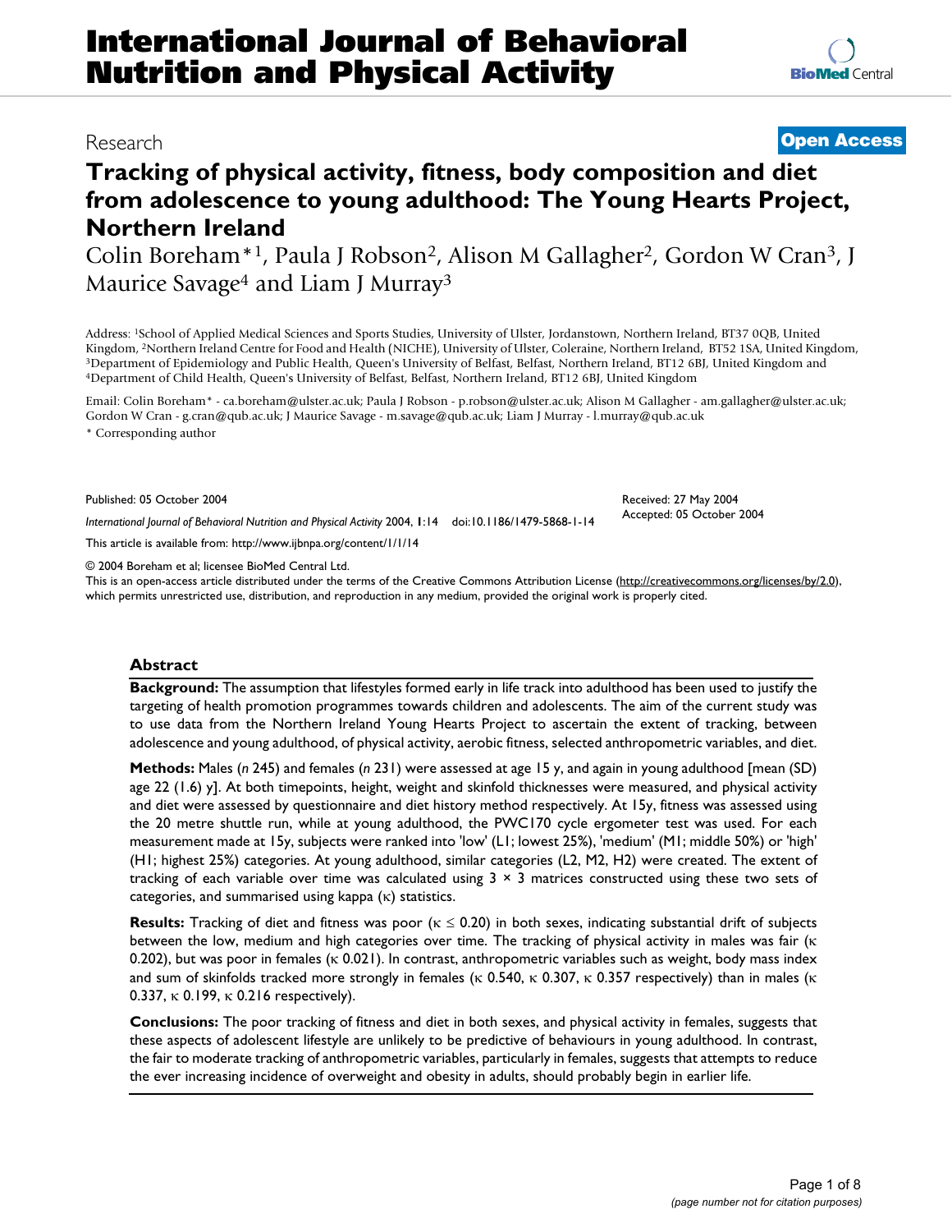# International Journal of Behavioral Nutrition and Physical Activity

Research

**Open Access**

# Tracking of physical activity, fitness, body composition and diet from adolescence to young adulthood: The Young Hearts Project, Northern Ireland

Colin Boreham*[1], Paula J Robson[2], Alison M Gallagher[2], Gordon W Cran[3], J Maurice Savage[4] and Liam J Murray[3]

Address: [1]School of Applied Medical Sciences and Sports Studies, University of Ulster, Jordanstown, Northern Ireland, BT37 0QB, United Kingdom, [2]Northern Ireland Centre for Food and Health (NICHE), University of Ulster, Coleraine, Northern Ireland, BT52 1SA, United Kingdom, [3]Department of Epidemiology and Public Health, Queen's University of Belfast, Belfast, Northern Ireland, BT12 6BJ, United Kingdom and [4]Department of Child Health, Queen's University of Belfast, Belfast, Northern Ireland, BT12 6BJ, United Kingdom

Email: Colin Boreham* - ca.boreham@ulster.ac.uk; Paula J Robson - p.robson@ulster.ac.uk; Alison M Gallagher - am.gallagher@ulster.ac.uk; Gordon W Cran - g.cran@qub.ac.uk; J Maurice Savage - m.savage@qub.ac.uk; Liam J Murray - l.murray@qub.ac.uk

* Corresponding author

Published: 05 October 2004

*International Journal of Behavioral Nutrition and Physical Activity* 2004, **1**:14 doi:10.1186/1479-5868-1-14

Received: 27 May 2004
Accepted: 05 October 2004

This article is available from: http://www.ijbnpa.org/content/1/1/14

© 2004 Boreham et al; licensee BioMed Central Ltd.
This is an open-access article distributed under the terms of the Creative Commons Attribution License (http://creativecommons.org/licenses/by/2.0), which permits unrestricted use, distribution, and reproduction in any medium, provided the original work is properly cited.

## Abstract

**Background:** The assumption that lifestyles formed early in life track into adulthood has been used to justify the targeting of health promotion programmes towards children and adolescents. The aim of the current study was to use data from the Northern Ireland Young Hearts Project to ascertain the extent of tracking, between adolescence and young adulthood, of physical activity, aerobic fitness, selected anthropometric variables, and diet.

**Methods:** Males (*n* 245) and females (*n* 231) were assessed at age 15 y, and again in young adulthood [mean (SD) age 22 (1.6) y]. At both timepoints, height, weight and skinfold thicknesses were measured, and physical activity and diet were assessed by questionnaire and diet history method respectively. At 15y, fitness was assessed using the 20 metre shuttle run, while at young adulthood, the PWC170 cycle ergometer test was used. For each measurement made at 15y, subjects were ranked into 'low' (L1; lowest 25%), 'medium' (M1; middle 50%) or 'high' (H1; highest 25%) categories. At young adulthood, similar categories (L2, M2, H2) were created. The extent of tracking of each variable over time was calculated using 3 × 3 matrices constructed using these two sets of categories, and summarised using kappa ($\kappa$) statistics.

**Results:** Tracking of diet and fitness was poor ($\kappa \leq 0.20$) in both sexes, indicating substantial drift of subjects between the low, medium and high categories over time. The tracking of physical activity in males was fair ($\kappa$ 0.202), but was poor in females ($\kappa$ 0.021). In contrast, anthropometric variables such as weight, body mass index and sum of skinfolds tracked more strongly in females ($\kappa$ 0.540, $\kappa$ 0.307, $\kappa$ 0.357 respectively) than in males ($\kappa$ 0.337, $\kappa$ 0.199, $\kappa$ 0.216 respectively).

**Conclusions:** The poor tracking of fitness and diet in both sexes, and physical activity in females, suggests that these aspects of adolescent lifestyle are unlikely to be predictive of behaviours in young adulthood. In contrast, the fair to moderate tracking of anthropometric variables, particularly in females, suggests that attempts to reduce the ever increasing incidence of overweight and obesity in adults, should probably begin in earlier life.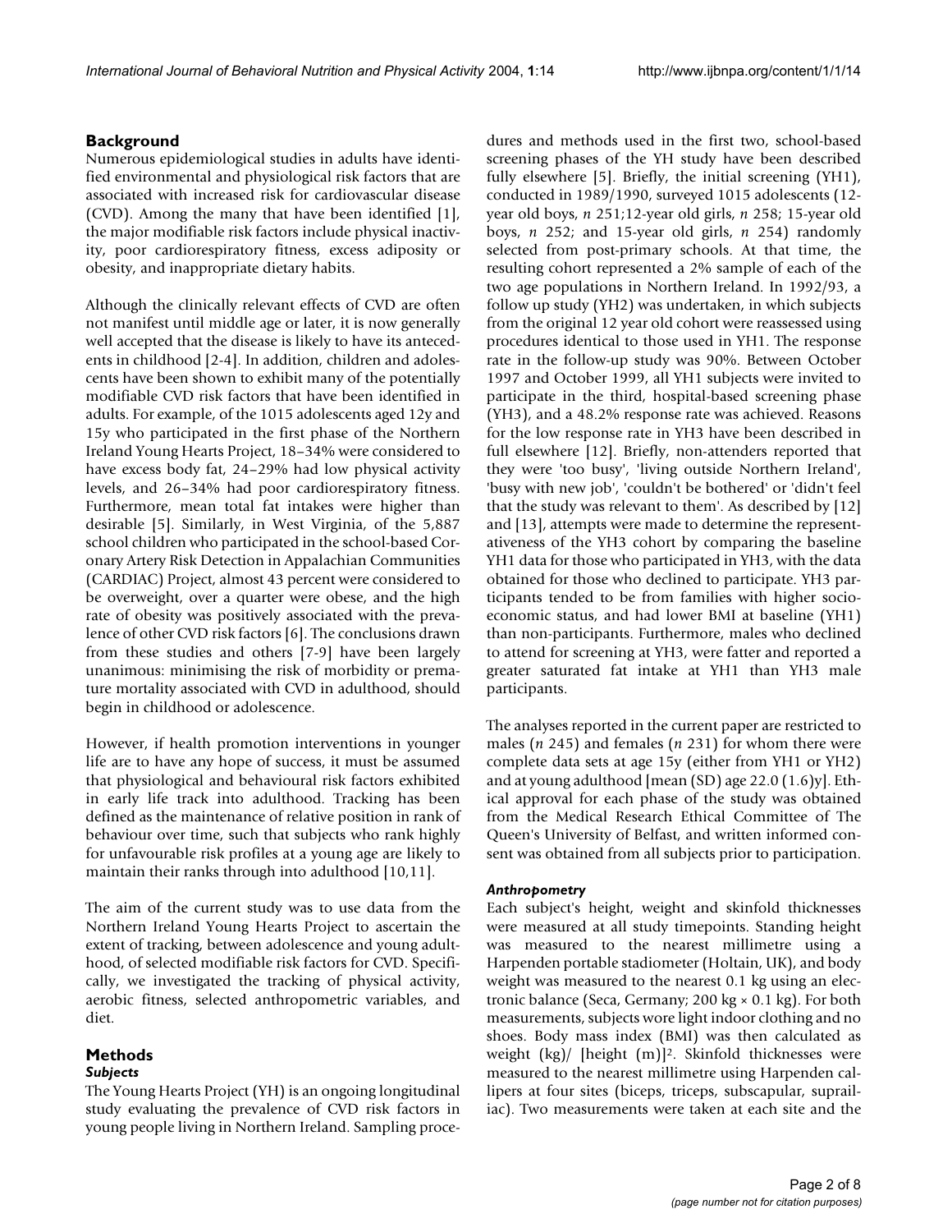## Background

Numerous epidemiological studies in adults have identified environmental and physiological risk factors that are associated with increased risk for cardiovascular disease (CVD). Among the many that have been identified [1], the major modifiable risk factors include physical inactivity, poor cardiorespiratory fitness, excess adiposity or obesity, and inappropriate dietary habits.

Although the clinically relevant effects of CVD are often not manifest until middle age or later, it is now generally well accepted that the disease is likely to have its antecedents in childhood [2-4]. In addition, children and adolescents have been shown to exhibit many of the potentially modifiable CVD risk factors that have been identified in adults. For example, of the 1015 adolescents aged 12y and 15y who participated in the first phase of the Northern Ireland Young Hearts Project, 18–34% were considered to have excess body fat, 24–29% had low physical activity levels, and 26–34% had poor cardiorespiratory fitness. Furthermore, mean total fat intakes were higher than desirable [5]. Similarly, in West Virginia, of the 5,887 school children who participated in the school-based Coronary Artery Risk Detection in Appalachian Communities (CARDIAC) Project, almost 43 percent were considered to be overweight, over a quarter were obese, and the high rate of obesity was positively associated with the prevalence of other CVD risk factors [6]. The conclusions drawn from these studies and others [7-9] have been largely unanimous: minimising the risk of morbidity or premature mortality associated with CVD in adulthood, should begin in childhood or adolescence.

However, if health promotion interventions in younger life are to have any hope of success, it must be assumed that physiological and behavioural risk factors exhibited in early life track into adulthood. Tracking has been defined as the maintenance of relative position in rank of behaviour over time, such that subjects who rank highly for unfavourable risk profiles at a young age are likely to maintain their ranks through into adulthood [10,11].

The aim of the current study was to use data from the Northern Ireland Young Hearts Project to ascertain the extent of tracking, between adolescence and young adulthood, of selected modifiable risk factors for CVD. Specifically, we investigated the tracking of physical activity, aerobic fitness, selected anthropometric variables, and diet.

## Methods

### *Subjects*

The Young Hearts Project (YH) is an ongoing longitudinal study evaluating the prevalence of CVD risk factors in young people living in Northern Ireland. Sampling procedures and methods used in the first two, school-based screening phases of the YH study have been described fully elsewhere [5]. Briefly, the initial screening (YH1), conducted in 1989/1990, surveyed 1015 adolescents (12-year old boys, *n* 251;12-year old girls, *n* 258; 15-year old boys, *n* 252; and 15-year old girls, *n* 254) randomly selected from post-primary schools. At that time, the resulting cohort represented a 2% sample of each of the two age populations in Northern Ireland. In 1992/93, a follow up study (YH2) was undertaken, in which subjects from the original 12 year old cohort were reassessed using procedures identical to those used in YH1. The response rate in the follow-up study was 90%. Between October 1997 and October 1999, all YH1 subjects were invited to participate in the third, hospital-based screening phase (YH3), and a 48.2% response rate was achieved. Reasons for the low response rate in YH3 have been described in full elsewhere [12]. Briefly, non-attenders reported that they were 'too busy', 'living outside Northern Ireland', 'busy with new job', 'couldn't be bothered' or 'didn't feel that the study was relevant to them'. As described by [12] and [13], attempts were made to determine the representativeness of the YH3 cohort by comparing the baseline YH1 data for those who participated in YH3, with the data obtained for those who declined to participate. YH3 participants tended to be from families with higher socio-economic status, and had lower BMI at baseline (YH1) than non-participants. Furthermore, males who declined to attend for screening at YH3, were fatter and reported a greater saturated fat intake at YH1 than YH3 male participants.

The analyses reported in the current paper are restricted to males (*n* 245) and females (*n* 231) for whom there were complete data sets at age 15y (either from YH1 or YH2) and at young adulthood [mean (SD) age 22.0 (1.6)y]. Ethical approval for each phase of the study was obtained from the Medical Research Ethical Committee of The Queen's University of Belfast, and written informed consent was obtained from all subjects prior to participation.

### *Anthropometry*

Each subject's height, weight and skinfold thicknesses were measured at all study timepoints. Standing height was measured to the nearest millimetre using a Harpenden portable stadiometer (Holtain, UK), and body weight was measured to the nearest 0.1 kg using an electronic balance (Seca, Germany; 200 kg × 0.1 kg). For both measurements, subjects wore light indoor clothing and no shoes. Body mass index (BMI) was then calculated as weight (kg)/ [height (m)]$^2$. Skinfold thicknesses were measured to the nearest millimetre using Harpenden callipers at four sites (biceps, triceps, subscapular, suprailiac). Two measurements were taken at each site and the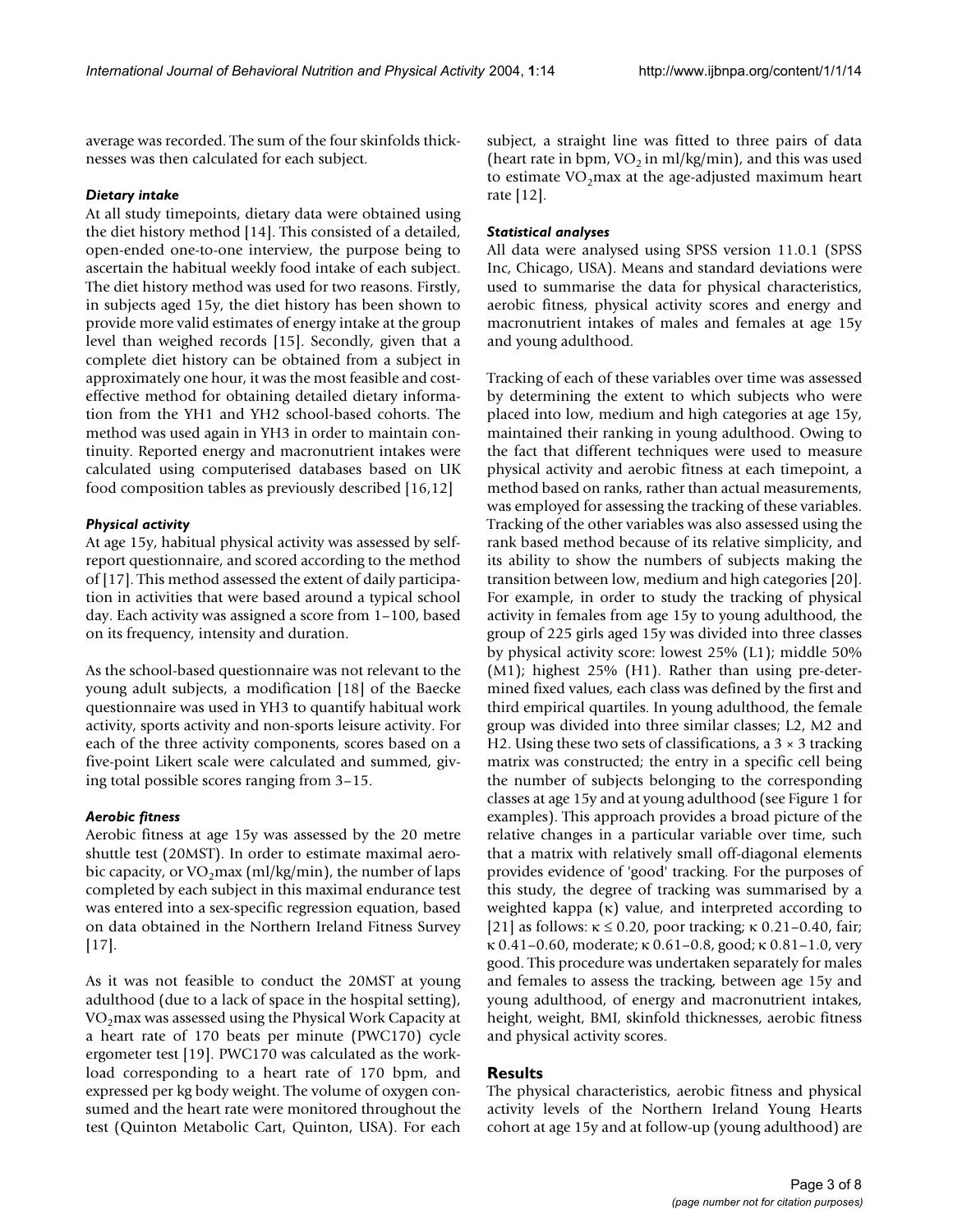average was recorded. The sum of the four skinfolds thicknesses was then calculated for each subject.

### *Dietary intake*

At all study timepoints, dietary data were obtained using the diet history method [14]. This consisted of a detailed, open-ended one-to-one interview, the purpose being to ascertain the habitual weekly food intake of each subject. The diet history method was used for two reasons. Firstly, in subjects aged 15y, the diet history has been shown to provide more valid estimates of energy intake at the group level than weighed records [15]. Secondly, given that a complete diet history can be obtained from a subject in approximately one hour, it was the most feasible and cost-effective method for obtaining detailed dietary information from the YH1 and YH2 school-based cohorts. The method was used again in YH3 in order to maintain continuity. Reported energy and macronutrient intakes were calculated using computerised databases based on UK food composition tables as previously described [16,12]

### *Physical activity*

At age 15y, habitual physical activity was assessed by self-report questionnaire, and scored according to the method of [17]. This method assessed the extent of daily participation in activities that were based around a typical school day. Each activity was assigned a score from 1–100, based on its frequency, intensity and duration.

As the school-based questionnaire was not relevant to the young adult subjects, a modification [18] of the Baecke questionnaire was used in YH3 to quantify habitual work activity, sports activity and non-sports leisure activity. For each of the three activity components, scores based on a five-point Likert scale were calculated and summed, giving total possible scores ranging from 3–15.

### *Aerobic fitness*

Aerobic fitness at age 15y was assessed by the 20 metre shuttle test (20MST). In order to estimate maximal aerobic capacity, or $VO_2$max (ml/kg/min), the number of laps completed by each subject in this maximal endurance test was entered into a sex-specific regression equation, based on data obtained in the Northern Ireland Fitness Survey [17].

As it was not feasible to conduct the 20MST at young adulthood (due to a lack of space in the hospital setting), $VO_2$max was assessed using the Physical Work Capacity at a heart rate of 170 beats per minute (PWC170) cycle ergometer test [19]. PWC170 was calculated as the workload corresponding to a heart rate of 170 bpm, and expressed per kg body weight. The volume of oxygen consumed and the heart rate were monitored throughout the test (Quinton Metabolic Cart, Quinton, USA). For each subject, a straight line was fitted to three pairs of data (heart rate in bpm, $VO_2$ in ml/kg/min), and this was used to estimate $VO_2$max at the age-adjusted maximum heart rate [12].

### *Statistical analyses*

All data were analysed using SPSS version 11.0.1 (SPSS Inc, Chicago, USA). Means and standard deviations were used to summarise the data for physical characteristics, aerobic fitness, physical activity scores and energy and macronutrient intakes of males and females at age 15y and young adulthood.

Tracking of each of these variables over time was assessed by determining the extent to which subjects who were placed into low, medium and high categories at age 15y, maintained their ranking in young adulthood. Owing to the fact that different techniques were used to measure physical activity and aerobic fitness at each timepoint, a method based on ranks, rather than actual measurements, was employed for assessing the tracking of these variables. Tracking of the other variables was also assessed using the rank based method because of its relative simplicity, and its ability to show the numbers of subjects making the transition between low, medium and high categories [20]. For example, in order to study the tracking of physical activity in females from age 15y to young adulthood, the group of 225 girls aged 15y was divided into three classes by physical activity score: lowest 25% (L1); middle 50% (M1); highest 25% (H1). Rather than using pre-determined fixed values, each class was defined by the first and third empirical quartiles. In young adulthood, the female group was divided into three similar classes; L2, M2 and H2. Using these two sets of classifications, a $3 \times 3$ tracking matrix was constructed; the entry in a specific cell being the number of subjects belonging to the corresponding classes at age 15y and at young adulthood (see Figure 1 for examples). This approach provides a broad picture of the relative changes in a particular variable over time, such that a matrix with relatively small off-diagonal elements provides evidence of 'good' tracking. For the purposes of this study, the degree of tracking was summarised by a weighted kappa ($\kappa$) value, and interpreted according to [21] as follows: $\kappa \leq 0.20$, poor tracking; $\kappa$ 0.21–0.40, fair; $\kappa$ 0.41–0.60, moderate; $\kappa$ 0.61–0.8, good; $\kappa$ 0.81–1.0, very good. This procedure was undertaken separately for males and females to assess the tracking, between age 15y and young adulthood, of energy and macronutrient intakes, height, weight, BMI, skinfold thicknesses, aerobic fitness and physical activity scores.

## Results

The physical characteristics, aerobic fitness and physical activity levels of the Northern Ireland Young Hearts cohort at age 15y and at follow-up (young adulthood) are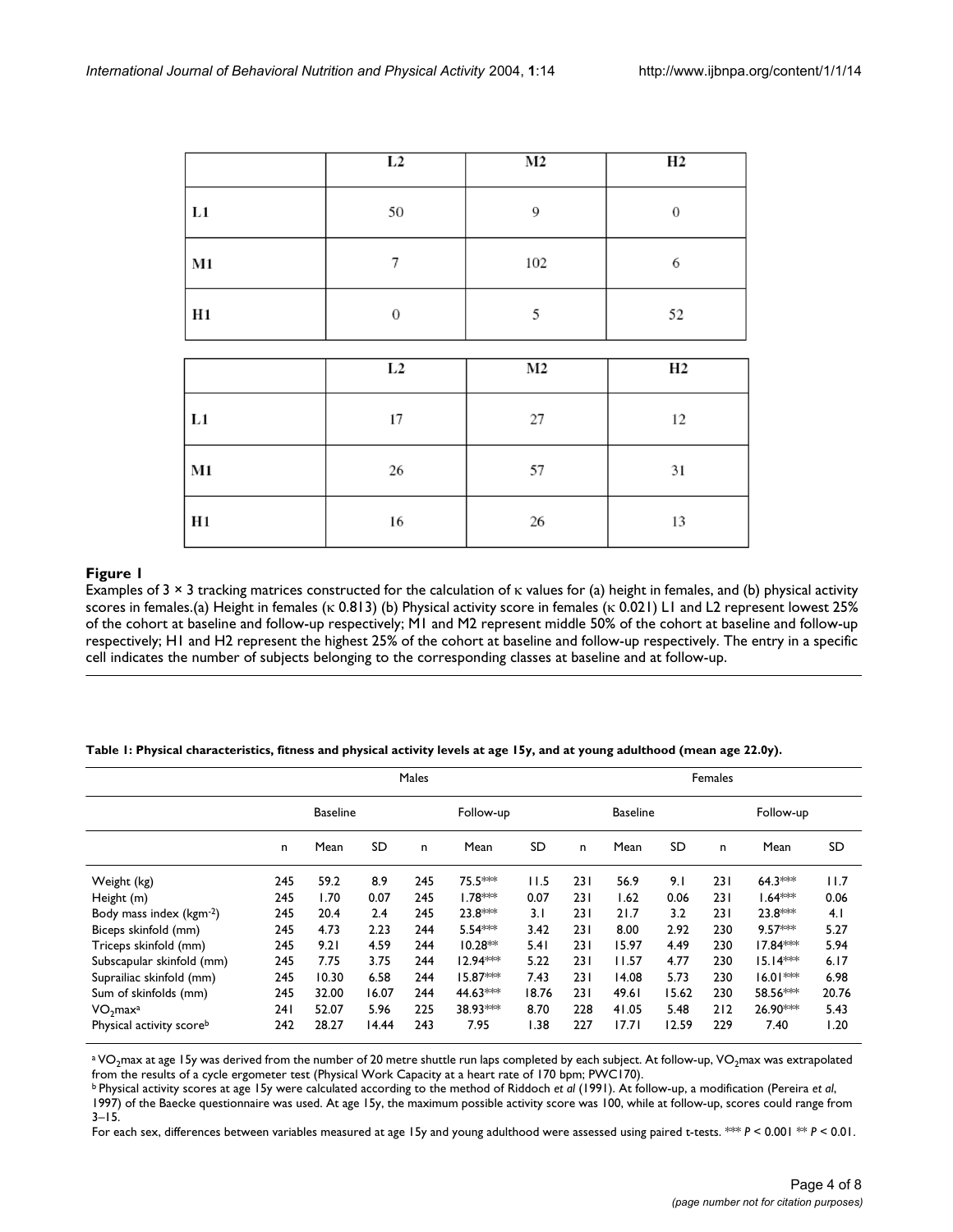| | L2 | M2 | H2 |
|---|---|---|---|
| L1 | 50 | 9 | 0 |
| M1 | 7 | 102 | 6 |
| H1 | 0 | 5 | 52 |

| | L2 | M2 | H2 |
|---|---|---|---|
| L1 | 17 | 27 | 12 |
| M1 | 26 | 57 | 31 |
| H1 | 16 | 26 | 13 |

**Figure 1**

Examples of 3 × 3 tracking matrices constructed for the calculation of κ values for (a) height in females, and (b) physical activity scores in females.(a) Height in females (κ 0.813) (b) Physical activity score in females (κ 0.021) L1 and L2 represent lowest 25% of the cohort at baseline and follow-up respectively; M1 and M2 represent middle 50% of the cohort at baseline and follow-up respectively; H1 and H2 represent the highest 25% of the cohort at baseline and follow-up respectively. The entry in a specific cell indicates the number of subjects belonging to the corresponding classes at baseline and at follow-up.

**Table 1: Physical characteristics, fitness and physical activity levels at age 15y, and at young adulthood (mean age 22.0y).**

| | Males | | | | | | Females | | | | | |
|---|---|---|---|---|---|---|---|---|---|---|---|---|
| | Baseline | | | Follow-up | | | Baseline | | | Follow-up | | |
| | n | Mean | SD | n | Mean | SD | n | Mean | SD | n | Mean | SD |
| Weight (kg) | 245 | 59.2 | 8.9 | 245 | 75.5*** | 11.5 | 231 | 56.9 | 9.1 | 231 | 64.3*** | 11.7 |
| Height (m) | 245 | 1.70 | 0.07 | 245 | 1.78*** | 0.07 | 231 | 1.62 | 0.06 | 231 | 1.64*** | 0.06 |
| Body mass index ($kgm^{-2}$) | 245 | 20.4 | 2.4 | 245 | 23.8*** | 3.1 | 231 | 21.7 | 3.2 | 231 | 23.8*** | 4.1 |
| Biceps skinfold (mm) | 245 | 4.73 | 2.23 | 244 | 5.54*** | 3.42 | 231 | 8.00 | 2.92 | 230 | 9.57*** | 5.27 |
| Triceps skinfold (mm) | 245 | 9.21 | 4.59 | 244 | 10.28** | 5.41 | 231 | 15.97 | 4.49 | 230 | 17.84*** | 5.94 |
| Subscapular skinfold (mm) | 245 | 7.75 | 3.75 | 244 | 12.94*** | 5.22 | 231 | 11.57 | 4.77 | 230 | 15.14*** | 6.17 |
| Suprailiac skinfold (mm) | 245 | 10.30 | 6.58 | 244 | 15.87*** | 7.43 | 231 | 14.08 | 5.73 | 230 | 16.01*** | 6.98 |
| Sum of skinfolds (mm) | 245 | 32.00 | 16.07 | 244 | 44.63*** | 18.76 | 231 | 49.61 | 15.62 | 230 | 58.56*** | 20.76 |
| $VO_2max$[a] | 241 | 52.07 | 5.96 | 225 | 38.93*** | 8.70 | 228 | 41.05 | 5.48 | 212 | 26.90*** | 5.43 |
| Physical activity score[b] | 242 | 28.27 | 14.44 | 243 | 7.95 | 1.38 | 227 | 17.71 | 12.59 | 229 | 7.40 | 1.20 |

[a] $VO_2max$ at age 15y was derived from the number of 20 metre shuttle run laps completed by each subject. At follow-up, $VO_2max$ was extrapolated from the results of a cycle ergometer test (Physical Work Capacity at a heart rate of 170 bpm; PWC170).

[b] Physical activity scores at age 15y were calculated according to the method of Riddoch *et al* (1991). At follow-up, a modification (Pereira *et al*, 1997) of the Baecke questionnaire was used. At age 15y, the maximum possible activity score was 100, while at follow-up, scores could range from 3–15.

For each sex, differences between variables measured at age 15y and young adulthood were assessed using paired t-tests. *** $P < 0.001$ ** $P < 0.01$.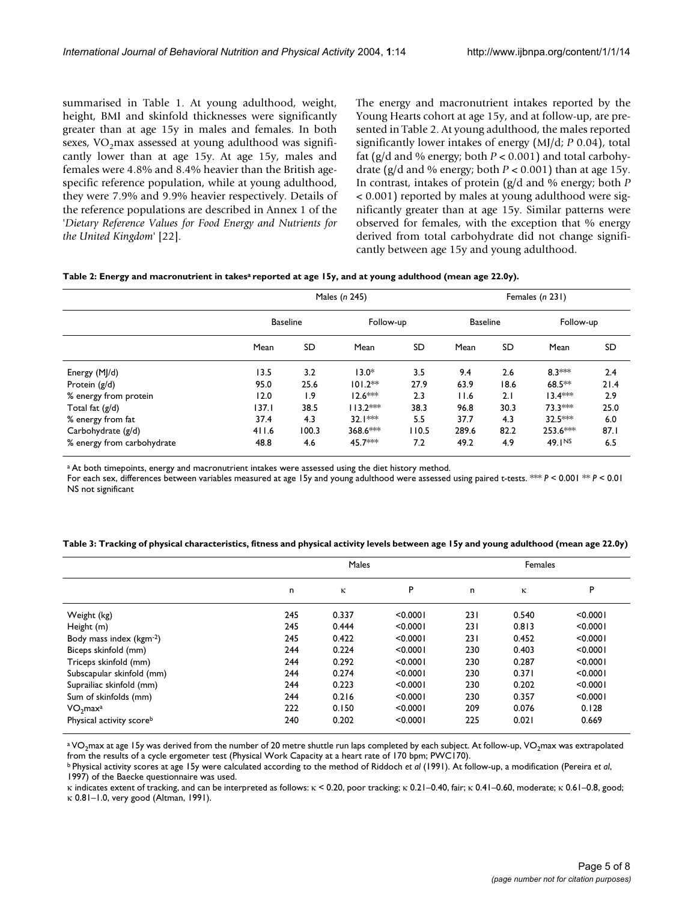summarised in Table 1. At young adulthood, weight, height, BMI and skinfold thicknesses were significantly greater than at age 15y in males and females. In both sexes, $VO_2$max assessed at young adulthood was significantly lower than at age 15y. At age 15y, males and females were 4.8% and 8.4% heavier than the British age-specific reference population, while at young adulthood, they were 7.9% and 9.9% heavier respectively. Details of the reference populations are described in Annex 1 of the '*Dietary Reference Values for Food Energy and Nutrients for the United Kingdom*' [22].

The energy and macronutrient intakes reported by the Young Hearts cohort at age 15y, and at follow-up, are presented in Table 2. At young adulthood, the males reported significantly lower intakes of energy (MJ/d; *P* 0.04), total fat (g/d and % energy; both $P < 0.001$) and total carbohydrate (g/d and % energy; both $P < 0.001$) than at age 15y. In contrast, intakes of protein (g/d and % energy; both $P < 0.001$) reported by males at young adulthood were significantly greater than at age 15y. Similar patterns were observed for females, with the exception that % energy derived from total carbohydrate did not change significantly between age 15y and young adulthood.

**Table 2: Energy and macronutrient in takes[a] reported at age 15y, and at young adulthood (mean age 22.0y).**

| | Males (*n* 245) | | | | Females (*n* 231) | | | |
|---|---|---|---|---|---|---|---|---|
| | Baseline | | Follow-up | | Baseline | | Follow-up | |
| | Mean | SD | Mean | SD | Mean | SD | Mean | SD |
| Energy (MJ/d) | 13.5 | 3.2 | 13.0* | 3.5 | 9.4 | 2.6 | 8.3*** | 2.4 |
| Protein (g/d) | 95.0 | 25.6 | 101.2** | 27.9 | 63.9 | 18.6 | 68.5** | 21.4 |
| % energy from protein | 12.0 | 1.9 | 12.6*** | 2.3 | 11.6 | 2.1 | 13.4*** | 2.9 |
| Total fat (g/d) | 137.1 | 38.5 | 113.2*** | 38.3 | 96.8 | 30.3 | 73.3*** | 25.0 |
| % energy from fat | 37.4 | 4.3 | 32.1*** | 5.5 | 37.7 | 4.3 | 32.5*** | 6.0 |
| Carbohydrate (g/d) | 411.6 | 100.3 | 368.6*** | 110.5 | 289.6 | 82.2 | 253.6*** | 87.1 |
| % energy from carbohydrate | 48.8 | 4.6 | 45.7*** | 7.2 | 49.2 | 4.9 | 49.1[NS] | 6.5 |

[a] At both timepoints, energy and macronutrient intakes were assessed using the diet history method.
For each sex, differences between variables measured at age 15y and young adulthood were assessed using paired t-tests. *** $P < 0.001$ ** $P < 0.01$
NS not significant

**Table 3: Tracking of physical characteristics, fitness and physical activity levels between age 15y and young adulthood (mean age 22.0y)**

| | Males | | | Females | | |
|---|---|---|---|---|---|---|
| | n | κ | P | n | κ | P |
| Weight (kg) | 245 | 0.337 | <0.0001 | 231 | 0.540 | <0.0001 |
| Height (m) | 245 | 0.444 | <0.0001 | 231 | 0.813 | <0.0001 |
| Body mass index ($kgm^{-2}$) | 245 | 0.422 | <0.0001 | 231 | 0.452 | <0.0001 |
| Biceps skinfold (mm) | 244 | 0.224 | <0.0001 | 230 | 0.403 | <0.0001 |
| Triceps skinfold (mm) | 244 | 0.292 | <0.0001 | 230 | 0.287 | <0.0001 |
| Subscapular skinfold (mm) | 244 | 0.274 | <0.0001 | 230 | 0.371 | <0.0001 |
| Suprailiac skinfold (mm) | 244 | 0.223 | <0.0001 | 230 | 0.202 | <0.0001 |
| Sum of skinfolds (mm) | 244 | 0.216 | <0.0001 | 230 | 0.357 | <0.0001 |
| $VO_2$max[a] | 222 | 0.150 | <0.0001 | 209 | 0.076 | 0.128 |
| Physical activity score[b] | 240 | 0.202 | <0.0001 | 225 | 0.021 | 0.669 |

[a] $VO_2$max at age 15y was derived from the number of 20 metre shuttle run laps completed by each subject. At follow-up, $VO_2$max was extrapolated from the results of a cycle ergometer test (Physical Work Capacity at a heart rate of 170 bpm; PWC170).
[b] Physical activity scores at age 15y were calculated according to the method of Riddoch *et al* (1991). At follow-up, a modification (Pereira *et al*, 1997) of the Baecke questionnaire was used.
κ indicates extent of tracking, and can be interpreted as follows: κ < 0.20, poor tracking; κ 0.21–0.40, fair; κ 0.41–0.60, moderate; κ 0.61–0.8, good; κ 0.81–1.0, very good (Altman, 1991).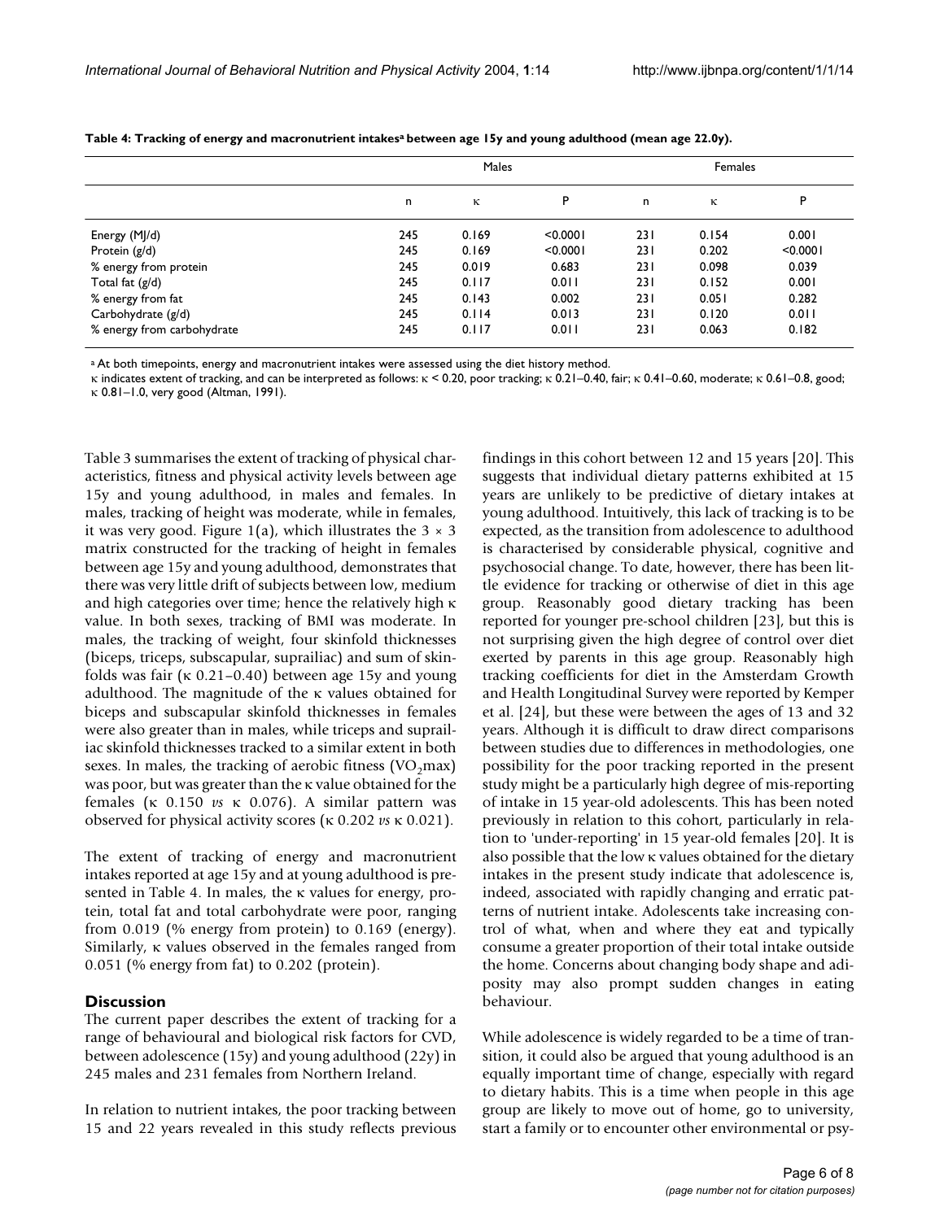**Table 4: Tracking of energy and macronutrient intakes[a] between age 15y and young adulthood (mean age 22.0y).**

| | Males | | | Females | | |
|---|---|---|---|---|---|---|
| | n | κ | P | n | κ | P |
| Energy (MJ/d) | 245 | 0.169 | <0.0001 | 231 | 0.154 | 0.001 |
| Protein (g/d) | 245 | 0.169 | <0.0001 | 231 | 0.202 | <0.0001 |
| % energy from protein | 245 | 0.019 | 0.683 | 231 | 0.098 | 0.039 |
| Total fat (g/d) | 245 | 0.117 | 0.011 | 231 | 0.152 | 0.001 |
| % energy from fat | 245 | 0.143 | 0.002 | 231 | 0.051 | 0.282 |
| Carbohydrate (g/d) | 245 | 0.114 | 0.013 | 231 | 0.120 | 0.011 |
| % energy from carbohydrate | 245 | 0.117 | 0.011 | 231 | 0.063 | 0.182 |

[a] At both timepoints, energy and macronutrient intakes were assessed using the diet history method.
κ indicates extent of tracking, and can be interpreted as follows: κ < 0.20, poor tracking; κ 0.21–0.40, fair; κ 0.41–0.60, moderate; κ 0.61–0.8, good; κ 0.81–1.0, very good (Altman, 1991).

Table 3 summarises the extent of tracking of physical characteristics, fitness and physical activity levels between age 15y and young adulthood, in males and females. In males, tracking of height was moderate, while in females, it was very good. Figure 1(a), which illustrates the 3 × 3 matrix constructed for the tracking of height in females between age 15y and young adulthood, demonstrates that there was very little drift of subjects between low, medium and high categories over time; hence the relatively high κ value. In both sexes, tracking of BMI was moderate. In males, the tracking of weight, four skinfold thicknesses (biceps, triceps, subscapular, suprailiac) and sum of skinfolds was fair (κ 0.21–0.40) between age 15y and young adulthood. The magnitude of the κ values obtained for biceps and subscapular skinfold thicknesses in females were also greater than in males, while triceps and suprailiac skinfold thicknesses tracked to a similar extent in both sexes. In males, the tracking of aerobic fitness ($VO_2$max) was poor, but was greater than the κ value obtained for the females (κ 0.150 *vs* κ 0.076). A similar pattern was observed for physical activity scores (κ 0.202 *vs* κ 0.021).

The extent of tracking of energy and macronutrient intakes reported at age 15y and at young adulthood is presented in Table 4. In males, the κ values for energy, protein, total fat and total carbohydrate were poor, ranging from 0.019 (% energy from protein) to 0.169 (energy). Similarly, κ values observed in the females ranged from 0.051 (% energy from fat) to 0.202 (protein).

## Discussion

The current paper describes the extent of tracking for a range of behavioural and biological risk factors for CVD, between adolescence (15y) and young adulthood (22y) in 245 males and 231 females from Northern Ireland.

In relation to nutrient intakes, the poor tracking between 15 and 22 years revealed in this study reflects previous findings in this cohort between 12 and 15 years [20]. This suggests that individual dietary patterns exhibited at 15 years are unlikely to be predictive of dietary intakes at young adulthood. Intuitively, this lack of tracking is to be expected, as the transition from adolescence to adulthood is characterised by considerable physical, cognitive and psychosocial change. To date, however, there has been little evidence for tracking or otherwise of diet in this age group. Reasonably good dietary tracking has been reported for younger pre-school children [23], but this is not surprising given the high degree of control over diet exerted by parents in this age group. Reasonably high tracking coefficients for diet in the Amsterdam Growth and Health Longitudinal Survey were reported by Kemper et al. [24], but these were between the ages of 13 and 32 years. Although it is difficult to draw direct comparisons between studies due to differences in methodologies, one possibility for the poor tracking reported in the present study might be a particularly high degree of mis-reporting of intake in 15 year-old adolescents. This has been noted previously in relation to this cohort, particularly in relation to 'under-reporting' in 15 year-old females [20]. It is also possible that the low κ values obtained for the dietary intakes in the present study indicate that adolescence is, indeed, associated with rapidly changing and erratic patterns of nutrient intake. Adolescents take increasing control of what, when and where they eat and typically consume a greater proportion of their total intake outside the home. Concerns about changing body shape and adiposity may also prompt sudden changes in eating behaviour.

While adolescence is widely regarded to be a time of transition, it could also be argued that young adulthood is an equally important time of change, especially with regard to dietary habits. This is a time when people in this age group are likely to move out of home, go to university, start a family or to encounter other environmental or psy-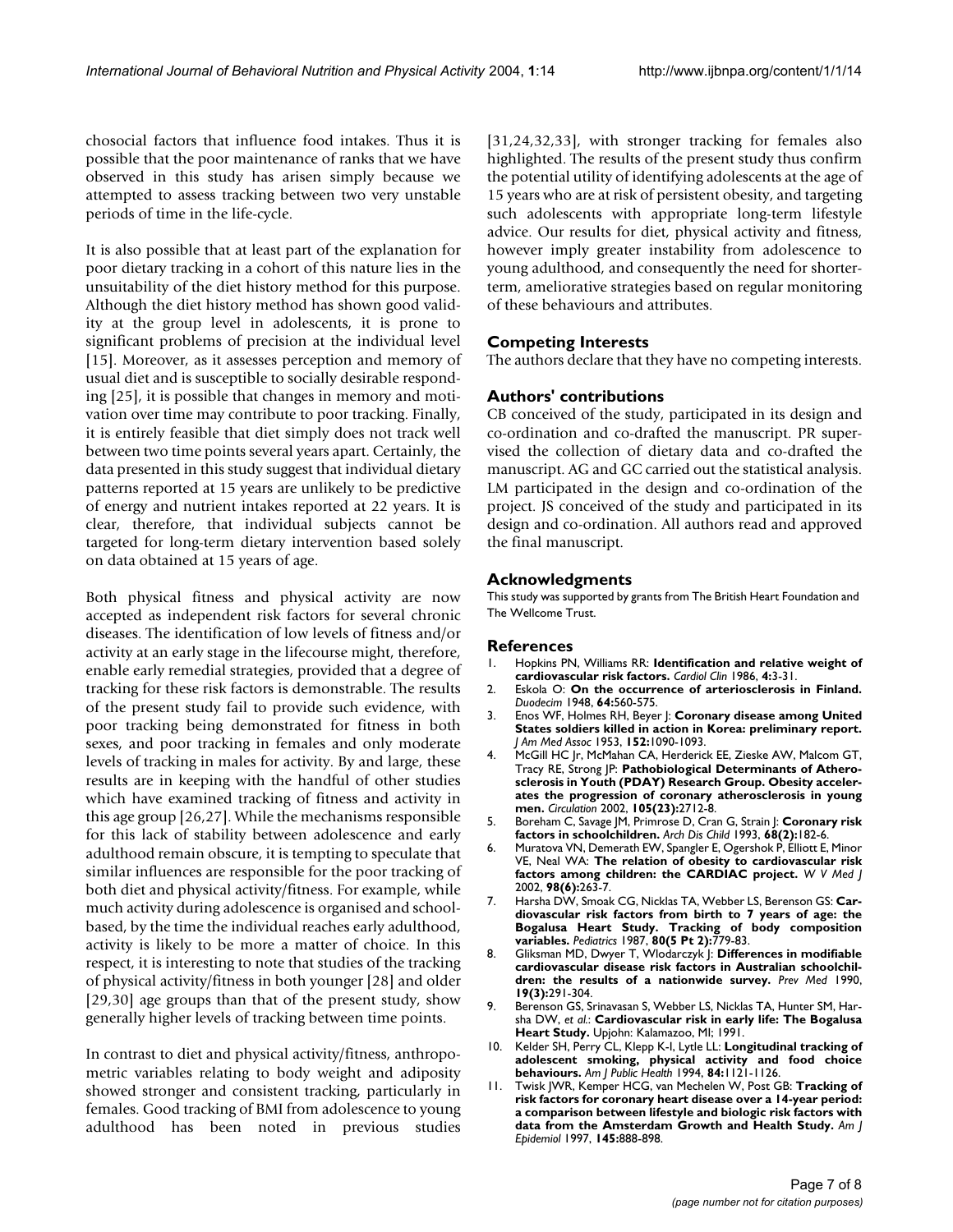chosocial factors that influence food intakes. Thus it is possible that the poor maintenance of ranks that we have observed in this study has arisen simply because we attempted to assess tracking between two very unstable periods of time in the life-cycle.

It is also possible that at least part of the explanation for poor dietary tracking in a cohort of this nature lies in the unsuitability of the diet history method for this purpose. Although the diet history method has shown good validity at the group level in adolescents, it is prone to significant problems of precision at the individual level [15]. Moreover, as it assesses perception and memory of usual diet and is susceptible to socially desirable responding [25], it is possible that changes in memory and motivation over time may contribute to poor tracking. Finally, it is entirely feasible that diet simply does not track well between two time points several years apart. Certainly, the data presented in this study suggest that individual dietary patterns reported at 15 years are unlikely to be predictive of energy and nutrient intakes reported at 22 years. It is clear, therefore, that individual subjects cannot be targeted for long-term dietary intervention based solely on data obtained at 15 years of age.

Both physical fitness and physical activity are now accepted as independent risk factors for several chronic diseases. The identification of low levels of fitness and/or activity at an early stage in the lifecourse might, therefore, enable early remedial strategies, provided that a degree of tracking for these risk factors is demonstrable. The results of the present study fail to provide such evidence, with poor tracking being demonstrated for fitness in both sexes, and poor tracking in females and only moderate levels of tracking in males for activity. By and large, these results are in keeping with the handful of other studies which have examined tracking of fitness and activity in this age group [26,27]. While the mechanisms responsible for this lack of stability between adolescence and early adulthood remain obscure, it is tempting to speculate that similar influences are responsible for the poor tracking of both diet and physical activity/fitness. For example, while much activity during adolescence is organised and school-based, by the time the individual reaches early adulthood, activity is likely to be more a matter of choice. In this respect, it is interesting to note that studies of the tracking of physical activity/fitness in both younger [28] and older [29,30] age groups than that of the present study, show generally higher levels of tracking between time points.

In contrast to diet and physical activity/fitness, anthropometric variables relating to body weight and adiposity showed stronger and consistent tracking, particularly in females. Good tracking of BMI from adolescence to young adulthood has been noted in previous studies [31,24,32,33], with stronger tracking for females also highlighted. The results of the present study thus confirm the potential utility of identifying adolescents at the age of 15 years who are at risk of persistent obesity, and targeting such adolescents with appropriate long-term lifestyle advice. Our results for diet, physical activity and fitness, however imply greater instability from adolescence to young adulthood, and consequently the need for shorter-term, ameliorative strategies based on regular monitoring of these behaviours and attributes.

## Competing Interests

The authors declare that they have no competing interests.

## Authors' contributions

CB conceived of the study, participated in its design and co-ordination and co-drafted the manuscript. PR supervised the collection of dietary data and co-drafted the manuscript. AG and GC carried out the statistical analysis. LM participated in the design and co-ordination of the project. JS conceived of the study and participated in its design and co-ordination. All authors read and approved the final manuscript.

## Acknowledgments

This study was supported by grants from The British Heart Foundation and The Wellcome Trust.

## References

1. Hopkins PN, Williams RR: **Identification and relative weight of cardiovascular risk factors.** *Cardiol Clin* 1986, **4:**3-31.
2. Eskola O: **On the occurrence of arteriosclerosis in Finland.** *Duodecim* 1948, **64:**560-575.
3. Enos WF, Holmes RH, Beyer J: **Coronary disease among United States soldiers killed in action in Korea: preliminary report.** *J Am Med Assoc* 1953, **152:**1090-1093.
4. McGill HC Jr, McMahan CA, Herderick EE, Zieske AW, Malcom GT, Tracy RE, Strong JP: **Pathobiological Determinants of Atherosclerosis in Youth (PDAY) Research Group. Obesity accelerates the progression of coronary atherosclerosis in young men.** *Circulation* 2002, **105(23):**2712-8.
5. Boreham C, Savage JM, Primrose D, Cran G, Strain J: **Coronary risk factors in schoolchildren.** *Arch Dis Child* 1993, **68(2):**182-6.
6. Muratova VN, Demerath EW, Spangler E, Ogershok P, Elliott E, Minor VE, Neal WA: **The relation of obesity to cardiovascular risk factors among children: the CARDIAC project.** *W V Med J* 2002, **98(6):**263-7.
7. Harsha DW, Smoak CG, Nicklas TA, Webber LS, Berenson GS: **Cardiovascular risk factors from birth to 7 years of age: the Bogalusa Heart Study. Tracking of body composition variables.** *Pediatrics* 1987, **80(5 Pt 2):**779-83.
8. Gliksman MD, Dwyer T, Wlodarczyk J: **Differences in modifiable cardiovascular disease risk factors in Australian schoolchildren: the results of a nationwide survey.** *Prev Med* 1990, **19(3):**291-304.
9. Berenson GS, Srinavasan S, Webber LS, Nicklas TA, Hunter SM, Harsha DW, *et al.*: **Cardiovascular risk in early life: The Bogalusa Heart Study.** Upjohn: Kalamazoo, MI; 1991.
10. Kelder SH, Perry CL, Klepp K-I, Lytle LL: **Longitudinal tracking of adolescent smoking, physical activity and food choice behaviours.** *Am J Public Health* 1994, **84:**1121-1126.
11. Twisk JWR, Kemper HCG, van Mechelen W, Post GB: **Tracking of risk factors for coronary heart disease over a 14-year period: a comparison between lifestyle and biologic risk factors with data from the Amsterdam Growth and Health Study.** *Am J Epidemiol* 1997, **145:**888-898.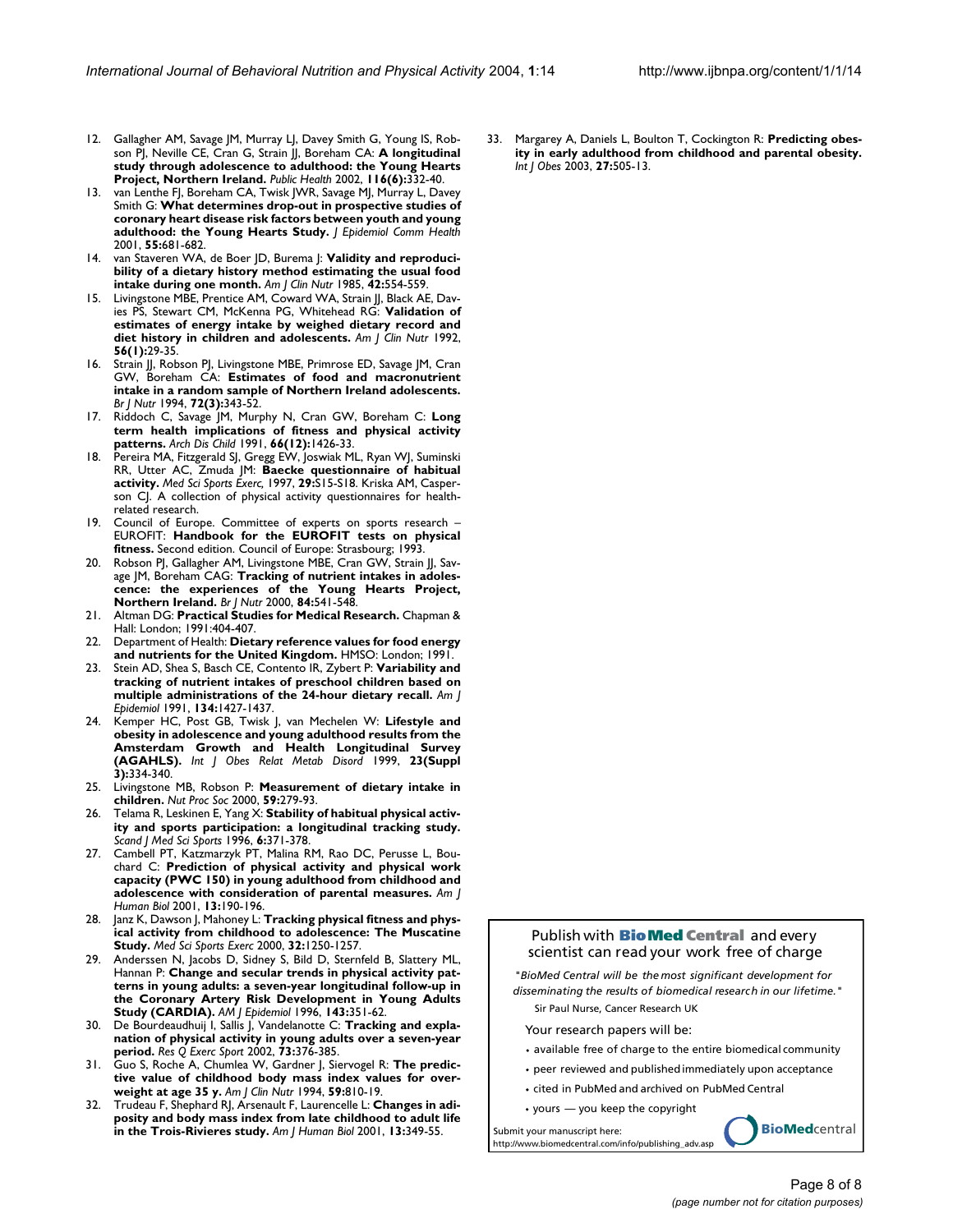12. Gallagher AM, Savage JM, Murray LJ, Davey Smith G, Young IS, Robson PJ, Neville CE, Cran G, Strain JJ, Boreham CA: **A longitudinal study through adolescence to adulthood: the Young Hearts Project, Northern Ireland.** *Public Health* 2002, **116(6):**332-40.
13. van Lenthe FJ, Boreham CA, Twisk JWR, Savage MJ, Murray L, Davey Smith G: **What determines drop-out in prospective studies of coronary heart disease risk factors between youth and young adulthood: the Young Hearts Study.** *J Epidemiol Comm Health* 2001, **55:**681-682.
14. van Staveren WA, de Boer JD, Burema J: **Validity and reproducibility of a dietary history method estimating the usual food intake during one month.** *Am J Clin Nutr* 1985, **42:**554-559.
15. Livingstone MBE, Prentice AM, Coward WA, Strain JJ, Black AE, Davies PS, Stewart CM, McKenna PG, Whitehead RG: **Validation of estimates of energy intake by weighed dietary record and diet history in children and adolescents.** *Am J Clin Nutr* 1992, **56(1):**29-35.
16. Strain JJ, Robson PJ, Livingstone MBE, Primrose ED, Savage JM, Cran GW, Boreham CA: **Estimates of food and macronutrient intake in a random sample of Northern Ireland adolescents.** *Br J Nutr* 1994, **72(3):**343-52.
17. Riddoch C, Savage JM, Murphy N, Cran GW, Boreham C: **Long term health implications of fitness and physical activity patterns.** *Arch Dis Child* 1991, **66(12):**1426-33.
18. Pereira MA, Fitzgerald SJ, Gregg EW, Joswiak ML, Ryan WJ, Suminski RR, Utter AC, Zmuda JM: **Baecke questionnaire of habitual activity.** *Med Sci Sports Exerc,* 1997, **29:**S15-S18. Kriska AM, Casperson CJ. A collection of physical activity questionnaires for health-related research.
19. Council of Europe. Committee of experts on sports research – EUROFIT: **Handbook for the EUROFIT tests on physical fitness.** Second edition. Council of Europe: Strasbourg; 1993.
20. Robson PJ, Gallagher AM, Livingstone MBE, Cran GW, Strain JJ, Savage JM, Boreham CAG: **Tracking of nutrient intakes in adolescence: the experiences of the Young Hearts Project, Northern Ireland.** *Br J Nutr* 2000, **84:**541-548.
21. Altman DG: **Practical Studies for Medical Research.** Chapman & Hall: London; 1991:404-407.
22. Department of Health: **Dietary reference values for food energy and nutrients for the United Kingdom.** HMSO: London; 1991.
23. Stein AD, Shea S, Basch CE, Contento IR, Zybert P: **Variability and tracking of nutrient intakes of preschool children based on multiple administrations of the 24-hour dietary recall.** *Am J Epidemiol* 1991, **134:**1427-1437.
24. Kemper HC, Post GB, Twisk J, van Mechelen W: **Lifestyle and obesity in adolescence and young adulthood results from the Amsterdam Growth and Health Longitudinal Survey (AGAHLS).** *Int J Obes Relat Metab Disord* 1999, **23(Suppl 3):**334-340.
25. Livingstone MB, Robson P: **Measurement of dietary intake in children.** *Nut Proc Soc* 2000, **59:**279-93.
26. Telama R, Leskinen E, Yang X: **Stability of habitual physical activity and sports participation: a longitudinal tracking study.** *Scand J Med Sci Sports* 1996, **6:**371-378.
27. Cambell PT, Katzmarzyk PT, Malina RM, Rao DC, Perusse L, Bouchard C: **Prediction of physical activity and physical work capacity (PWC 150) in young adulthood from childhood and adolescence with consideration of parental measures.** *Am J Human Biol* 2001, **13:**190-196.
28. Janz K, Dawson J, Mahoney L: **Tracking physical fitness and physical activity from childhood to adolescence: The Muscatine Study.** *Med Sci Sports Exerc* 2000, **32:**1250-1257.
29. Anderssen N, Jacobs D, Sidney S, Bild D, Sternfeld B, Slattery ML, Hannan P: **Change and secular trends in physical activity patterns in young adults: a seven-year longitudinal follow-up in the Coronary Artery Risk Development in Young Adults Study (CARDIA).** *AM J Epidemiol* 1996, **143:**351-62.
30. De Bourdeaudhuij I, Sallis J, Vandelanotte C: **Tracking and explanation of physical activity in young adults over a seven-year period.** *Res Q Exerc Sport* 2002, **73:**376-385.
31. Guo S, Roche A, Chumlea W, Gardner J, Siervogel R: **The predictive value of childhood body mass index values for overweight at age 35 y.** *Am J Clin Nutr* 1994, **59:**810-19.
32. Trudeau F, Shephard RJ, Arsenault F, Laurencelle L: **Changes in adiposity and body mass index from late childhood to adult life in the Trois-Rivieres study.** *Am J Human Biol* 2001, **13:**349-55.
33. Margarey A, Daniels L, Boulton T, Cockington R: **Predicting obesity in early adulthood from childhood and parental obesity.** *Int J Obes* 2003, **27:**505-13.

Publish with **BioMed Central** and every scientist can read your work free of charge

*"BioMed Central will be the most significant development for disseminating the results of biomedical research in our lifetime."*

Sir Paul Nurse, Cancer Research UK

Your research papers will be:

- available free of charge to the entire biomedical community
- peer reviewed and published immediately upon acceptance
- cited in PubMed and archived on PubMed Central
- yours — you keep the copyright

Submit your manuscript here:
http://www.biomedcentral.com/info/publishing_adv.asp

**BioMed**central